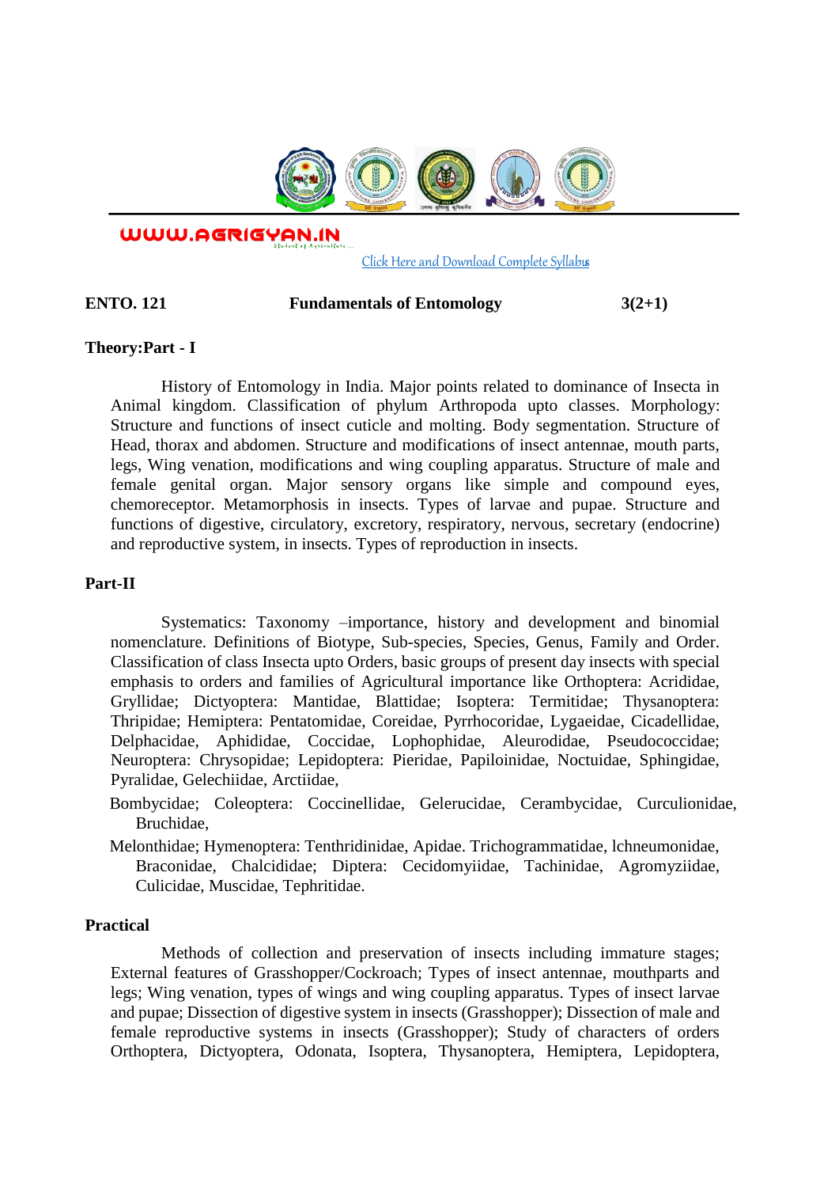WWW.AGRIGYAN.IN

Click Here and Download Complete Syllabus

**ENTO. 121 Fundamentals of Entomology 3(2+1)**

**Theory:Part - I**

History of Entomology in India. Major points related to dominance of Insecta in Animal kingdom. Classification of phylum Arthropoda upto classes. Morphology: Structure and functions of insect cuticle and molting. Body segmentation. Structure of Head, thorax and abdomen. Structure and modifications of insect antennae, mouth parts, legs, Wing venation, modifications and wing coupling apparatus. Structure of male and female genital organ. Major sensory organs like simple and compound eyes, chemoreceptor. Metamorphosis in insects. Types of larvae and pupae. Structure and functions of digestive, circulatory, excretory, respiratory, nervous, secretary (endocrine) and reproductive system, in insects. Types of reproduction in insects.

**Part-II**

Systematics: Taxonomy –importance, history and development and binomial nomenclature. Definitions of Biotype, Sub-species, Species, Genus, Family and Order. Classification of class Insecta upto Orders, basic groups of present day insects with special emphasis to orders and families of Agricultural importance like Orthoptera: Acrididae, Gryllidae; Dictyoptera: Mantidae, Blattidae; Isoptera: Termitidae; Thysanoptera: Thripidae; Hemiptera: Pentatomidae, Coreidae, Pyrrhocoridae, Lygaeidae, Cicadellidae, Delphacidae, Aphididae, Coccidae, Lophophidae, Aleurodidae, Pseudococcidae; Neuroptera: Chrysopidae; Lepidoptera: Pieridae, Papiloinidae, Noctuidae, Sphingidae, Pyralidae, Gelechiidae, Arctiidae,

Bombycidae; Coleoptera: Coccinellidae, Gelerucidae, Cerambycidae, Curculionidae, Bruchidae,

Melonthidae; Hymenoptera: Tenthridinidae, Apidae. Trichogrammatidae, lchneumonidae, Braconidae, Chalcididae; Diptera: Cecidomyiidae, Tachinidae, Agromyziidae, Culicidae, Muscidae, Tephritidae.

**Practical**

Methods of collection and preservation of insects including immature stages; External features of Grasshopper/Cockroach; Types of insect antennae, mouthparts and legs; Wing venation, types of wings and wing coupling apparatus. Types of insect larvae and pupae; Dissection of digestive system in insects (Grasshopper); Dissection of male and female reproductive systems in insects (Grasshopper); Study of characters of orders Orthoptera, Dictyoptera, Odonata, Isoptera, Thysanoptera, Hemiptera, Lepidoptera,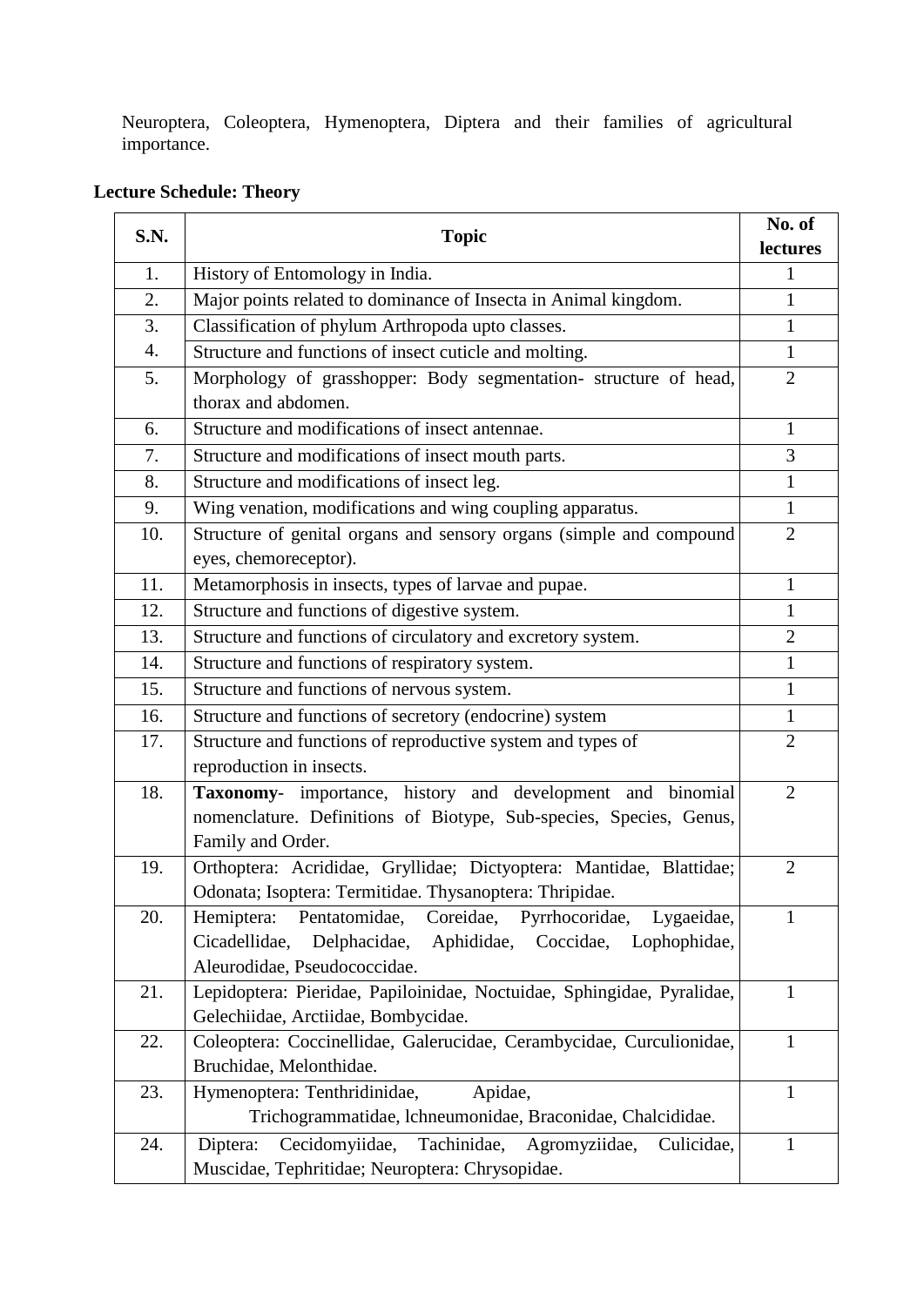Neuroptera, Coleoptera, Hymenoptera, Diptera and their families of agricultural importance.

**Lecture Schedule: Theory**

| S.N. | Topic | No. of lectures |
|---|---|---|
| 1. | History of Entomology in India. | 1 |
| 2. | Major points related to dominance of Insecta in Animal kingdom. | 1 |
| 3. | Classification of phylum Arthropoda upto classes. | 1 |
| 4. | Structure and functions of insect cuticle and molting. | 1 |
| 5. | Morphology of grasshopper: Body segmentation- structure of head, thorax and abdomen. | 2 |
| 6. | Structure and modifications of insect antennae. | 1 |
| 7. | Structure and modifications of insect mouth parts. | 3 |
| 8. | Structure and modifications of insect leg. | 1 |
| 9. | Wing venation, modifications and wing coupling apparatus. | 1 |
| 10. | Structure of genital organs and sensory organs (simple and compound eyes, chemoreceptor). | 2 |
| 11. | Metamorphosis in insects, types of larvae and pupae. | 1 |
| 12. | Structure and functions of digestive system. | 1 |
| 13. | Structure and functions of circulatory and excretory system. | 2 |
| 14. | Structure and functions of respiratory system. | 1 |
| 15. | Structure and functions of nervous system. | 1 |
| 16. | Structure and functions of secretory (endocrine) system | 1 |
| 17. | Structure and functions of reproductive system and types of reproduction in insects. | 2 |
| 18. | **Taxonomy**- importance, history and development and binomial nomenclature. Definitions of Biotype, Sub-species, Species, Genus, Family and Order. | 2 |
| 19. | Orthoptera: Acrididae, Gryllidae; Dictyoptera: Mantidae, Blattidae; Odonata; Isoptera: Termitidae. Thysanoptera: Thripidae. | 2 |
| 20. | Hemiptera: Pentatomidae, Coreidae, Pyrrhocoridae, Lygaeidae, Cicadellidae, Delphacidae, Aphididae, Coccidae, Lophophidae, Aleurodidae, Pseudococcidae. | 1 |
| 21. | Lepidoptera: Pieridae, Papiloinidae, Noctuidae, Sphingidae, Pyralidae, Gelechiidae, Arctiidae, Bombycidae. | 1 |
| 22. | Coleoptera: Coccinellidae, Galerucidae, Cerambycidae, Curculionidae, Bruchidae, Melonthidae. | 1 |
| 23. | Hymenoptera: Tenthridinidae, Apidae, Trichogrammatidae, lchneumonidae, Braconidae, Chalcididae. | 1 |
| 24. | Diptera: Cecidomyiidae, Tachinidae, Agromyziidae, Culicidae, Muscidae, Tephritidae; Neuroptera: Chrysopidae. | 1 |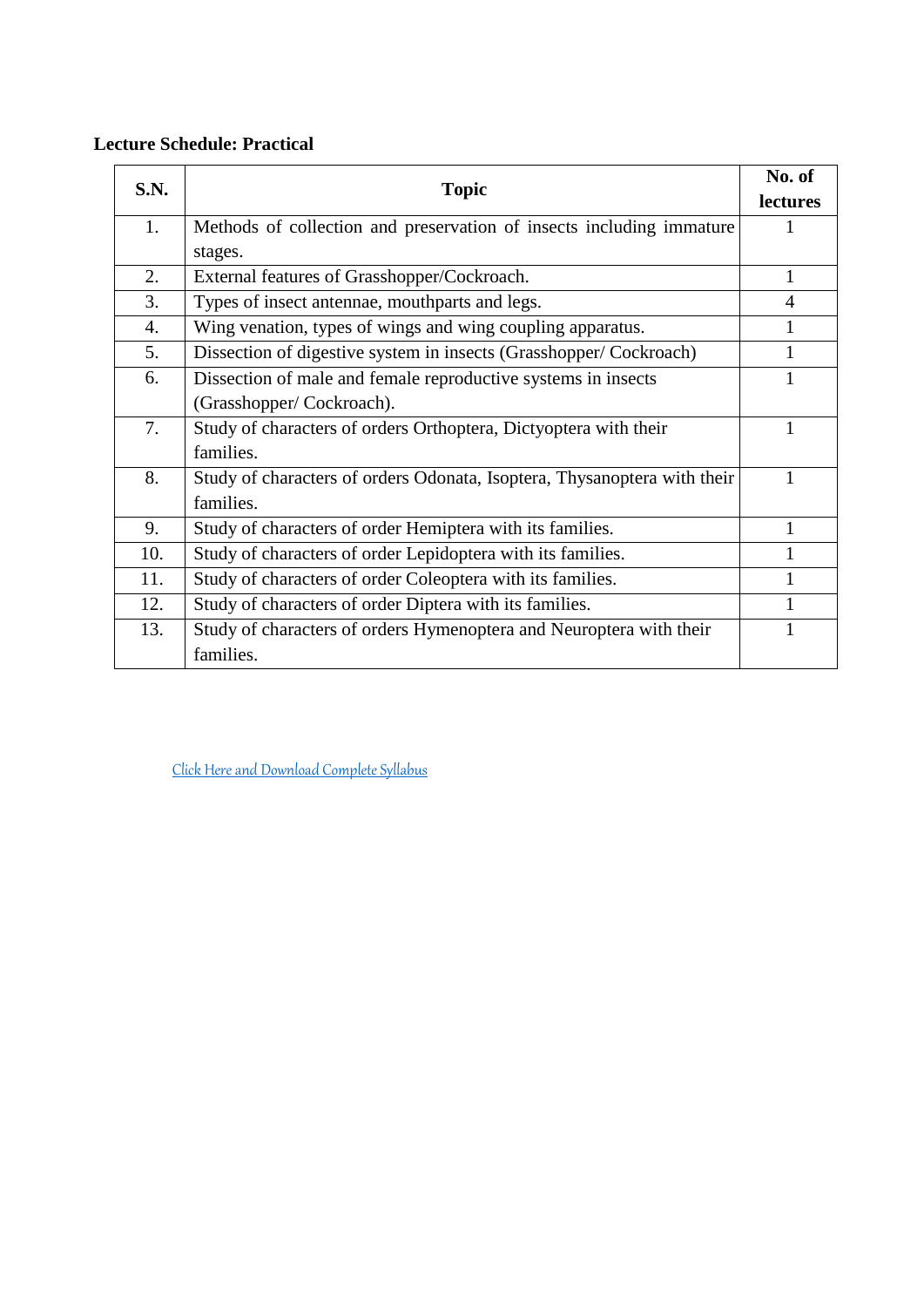**Lecture Schedule: Practical**

| S.N. | Topic | No. of lectures |
|---|---|---|
| 1. | Methods of collection and preservation of insects including immature stages. | 1 |
| 2. | External features of Grasshopper/Cockroach. | 1 |
| 3. | Types of insect antennae, mouthparts and legs. | 4 |
| 4. | Wing venation, types of wings and wing coupling apparatus. | 1 |
| 5. | Dissection of digestive system in insects (Grasshopper/ Cockroach) | 1 |
| 6. | Dissection of male and female reproductive systems in insects (Grasshopper/ Cockroach). | 1 |
| 7. | Study of characters of orders Orthoptera, Dictyoptera with their families. | 1 |
| 8. | Study of characters of orders Odonata, Isoptera, Thysanoptera with their families. | 1 |
| 9. | Study of characters of order Hemiptera with its families. | 1 |
| 10. | Study of characters of order Lepidoptera with its families. | 1 |
| 11. | Study of characters of order Coleoptera with its families. | 1 |
| 12. | Study of characters of order Diptera with its families. | 1 |
| 13. | Study of characters of orders Hymenoptera and Neuroptera with their families. | 1 |

Click Here and Download Complete Syllabus